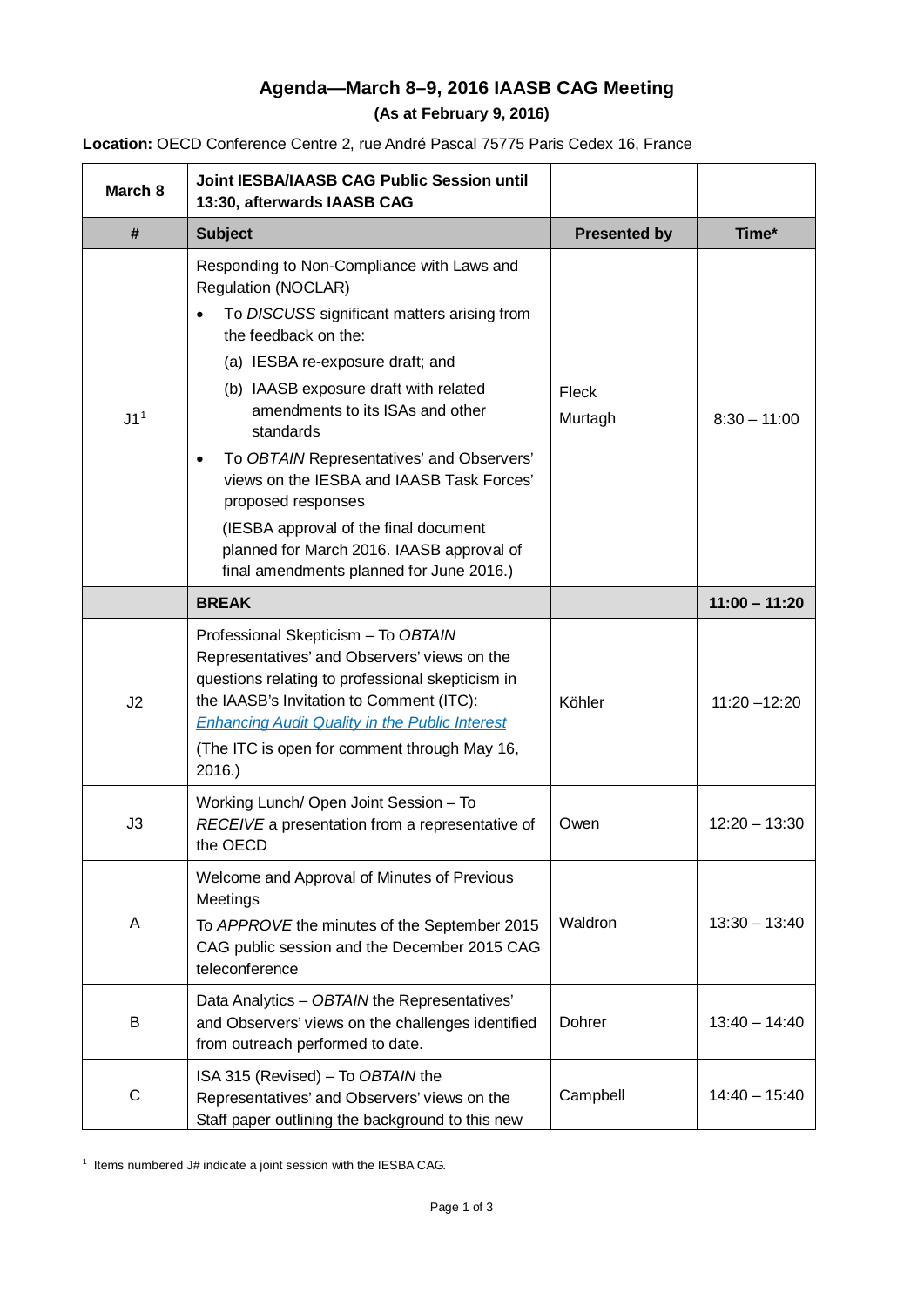# Agenda—March 8–9, 2016 IAASB CAG Meeting

**(As at February 9, 2016)**

**Location:** OECD Conference Centre 2, rue André Pascal 75775 Paris Cedex 16, France

| **March 8** | **Joint IESBA/IAASB CAG Public Session until 13:30, afterwards IAASB CAG** | | |
|---|---|---|---|
| **#** | **Subject** | **Presented by** | **Time*** |
| J1[1] | Responding to Non-Compliance with Laws and Regulation (NOCLAR)<br>• To *DISCUSS* significant matters arising from the feedback on the:<br>(a) IESBA re-exposure draft; and<br>(b) IAASB exposure draft with related amendments to its ISAs and other standards<br>• To *OBTAIN* Representatives' and Observers' views on the IESBA and IAASB Task Forces' proposed responses<br>(IESBA approval of the final document planned for March 2016. IAASB approval of final amendments planned for June 2016.) | Fleck<br>Murtagh | 8:30 – 11:00 |
| | **BREAK** | | **11:00 – 11:20** |
| J2 | Professional Skepticism – To *OBTAIN* Representatives' and Observers' views on the questions relating to professional skepticism in the IAASB's Invitation to Comment (ITC): *Enhancing Audit Quality in the Public Interest*<br>(The ITC is open for comment through May 16, 2016.) | Köhler | 11:20 –12:20 |
| J3 | Working Lunch/ Open Joint Session – To *RECEIVE* a presentation from a representative of the OECD | Owen | 12:20 – 13:30 |
| A | Welcome and Approval of Minutes of Previous Meetings<br>To *APPROVE* the minutes of the September 2015 CAG public session and the December 2015 CAG teleconference | Waldron | 13:30 – 13:40 |
| B | Data Analytics – *OBTAIN* the Representatives' and Observers' views on the challenges identified from outreach performed to date. | Dohrer | 13:40 – 14:40 |
| C | ISA 315 (Revised) – To *OBTAIN* the Representatives' and Observers' views on the Staff paper outlining the background to this new | Campbell | 14:40 – 15:40 |

[1] Items numbered J# indicate a joint session with the IESBA CAG.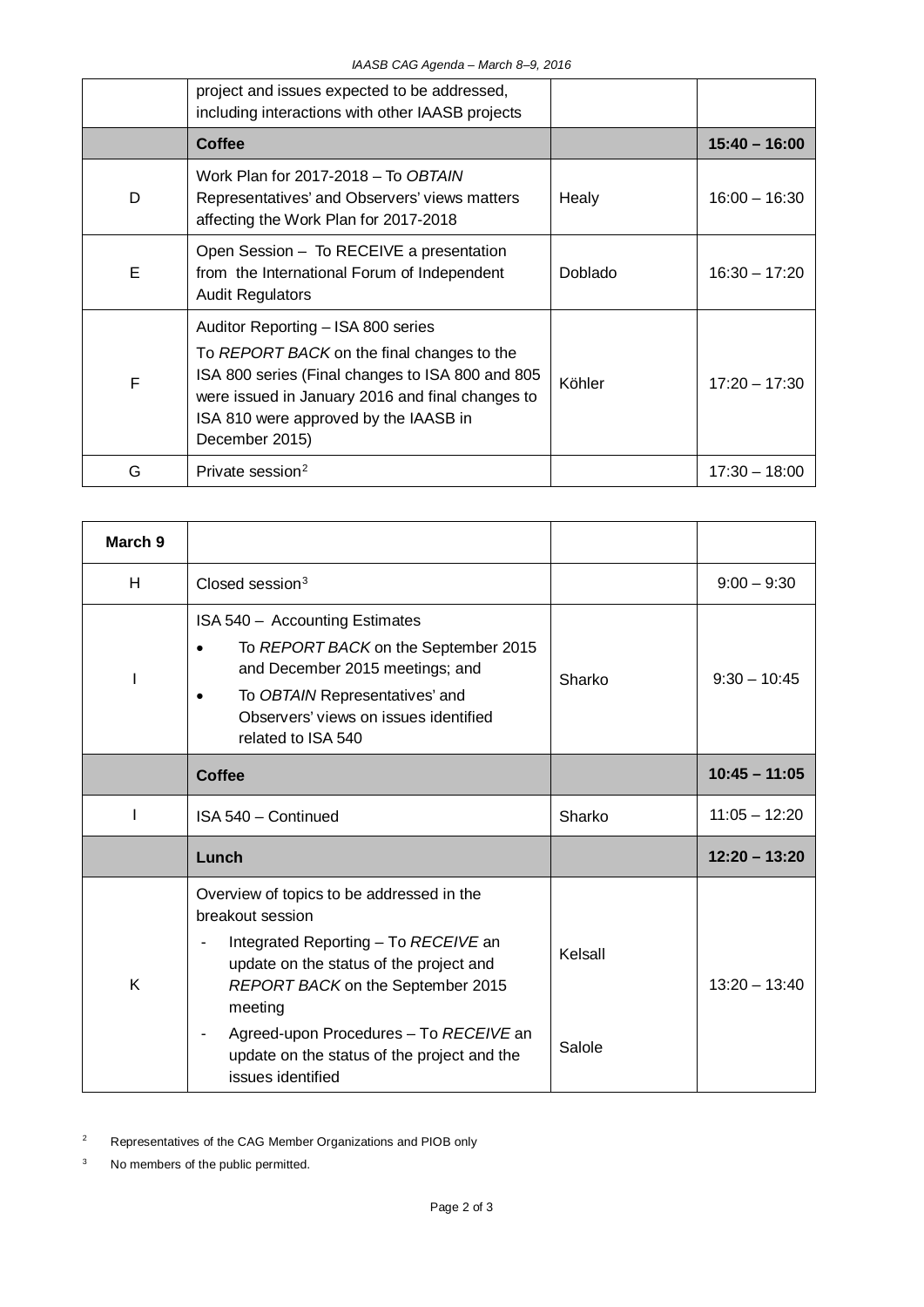| | | | |
|---|---|---|---|
| | project and issues expected to be addressed, including interactions with other IAASB projects | | |
| | **Coffee** | | **15:40 – 16:00** |
| D | Work Plan for 2017-2018 – To *OBTAIN* Representatives' and Observers' views matters affecting the Work Plan for 2017-2018 | Healy | 16:00 – 16:30 |
| E | Open Session – To RECEIVE a presentation from the International Forum of Independent Audit Regulators | Doblado | 16:30 – 17:20 |
| F | Auditor Reporting – ISA 800 series<br>To *REPORT BACK* on the final changes to the ISA 800 series (Final changes to ISA 800 and 805 were issued in January 2016 and final changes to ISA 810 were approved by the IAASB in December 2015) | Köhler | 17:20 – 17:30 |
| G | Private session[2] | | 17:30 – 18:00 |

| **March 9** | | | |
|---|---|---|---|
| H | Closed session[3] | | 9:00 – 9:30 |
| I | ISA 540 – Accounting Estimates<br>• To *REPORT BACK* on the September 2015 and December 2015 meetings; and<br>• To *OBTAIN* Representatives' and Observers' views on issues identified related to ISA 540 | Sharko | 9:30 – 10:45 |
| | **Coffee** | | **10:45 – 11:05** |
| I | ISA 540 – Continued | Sharko | 11:05 – 12:20 |
| | **Lunch** | | **12:20 – 13:20** |
| K | Overview of topics to be addressed in the breakout session<br>- Integrated Reporting – To *RECEIVE* an update on the status of the project and *REPORT BACK* on the September 2015 meeting<br>- Agreed-upon Procedures – To *RECEIVE* an update on the status of the project and the issues identified | Kelsall<br><br>Salole | 13:20 – 13:40 |

[2] Representatives of the CAG Member Organizations and PIOB only

[3] No members of the public permitted.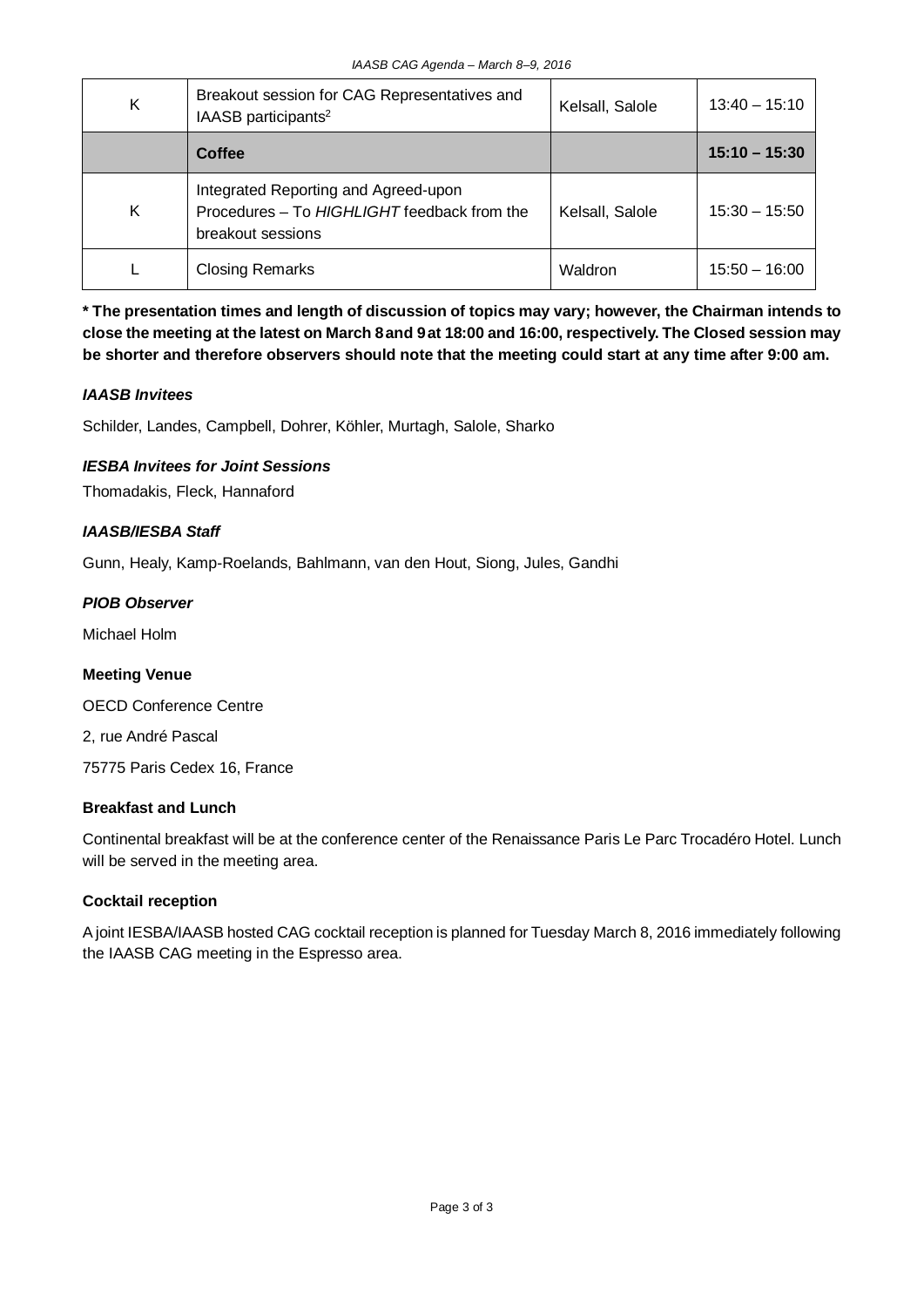| | | | |
|---|---|---|---|
| K | Breakout session for CAG Representatives and IAASB participants[2] | Kelsall, Salole | 13:40 – 15:10 |
| | **Coffee** | | **15:10 – 15:30** |
| K | Integrated Reporting and Agreed-upon Procedures – To *HIGHLIGHT* feedback from the breakout sessions | Kelsall, Salole | 15:30 – 15:50 |
| L | Closing Remarks | Waldron | 15:50 – 16:00 |

**\* The presentation times and length of discussion of topics may vary; however, the Chairman intends to close the meeting at the latest on March 8 and 9 at 18:00 and 16:00, respectively. The Closed session may be shorter and therefore observers should note that the meeting could start at any time after 9:00 am.**

***IAASB Invitees***

Schilder, Landes, Campbell, Dohrer, Köhler, Murtagh, Salole, Sharko

***IESBA Invitees for Joint Sessions***

Thomadakis, Fleck, Hannaford

***IAASB/IESBA Staff***

Gunn, Healy, Kamp-Roelands, Bahlmann, van den Hout, Siong, Jules, Gandhi

***PIOB Observer***

Michael Holm

**Meeting Venue**

OECD Conference Centre

2, rue André Pascal

75775 Paris Cedex 16, France

**Breakfast and Lunch**

Continental breakfast will be at the conference center of the Renaissance Paris Le Parc Trocadéro Hotel. Lunch will be served in the meeting area.

**Cocktail reception**

A joint IESBA/IAASB hosted CAG cocktail reception is planned for Tuesday March 8, 2016 immediately following the IAASB CAG meeting in the Espresso area.